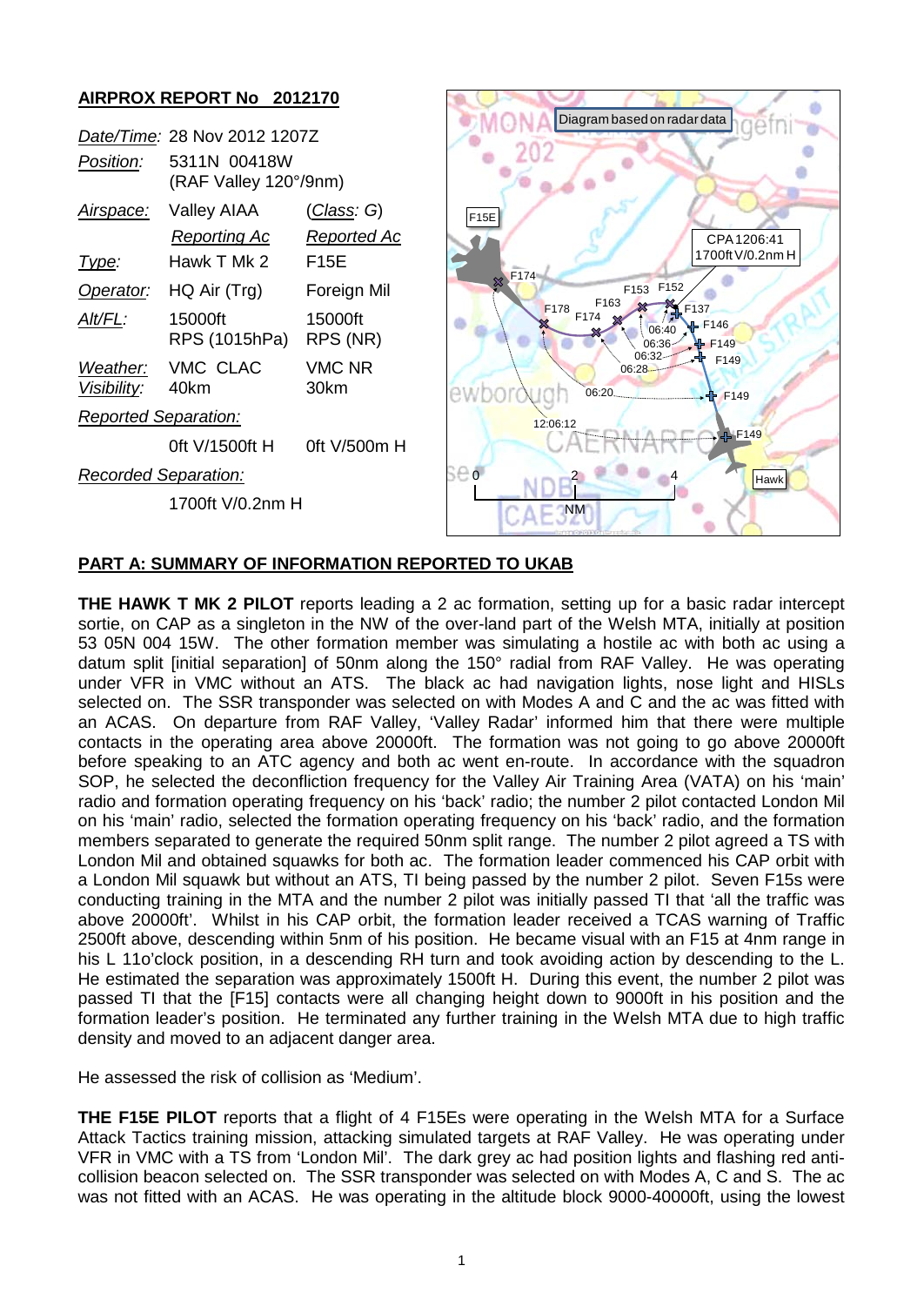## AIRPROX REPORT No 2012170

| | | |
|---|---|---|
| *Date/Time:* | 28 Nov 2012 1207Z | |
| *Position:* | 5311N 00418W (RAF Valley 120°/9nm) | |
| *Airspace:* | Valley AIAA | (*Class*: G) |
| | *Reporting Ac* | *Reported Ac* |
| *Type:* | Hawk T Mk 2 | F15E |
| *Operator:* | HQ Air (Trg) | Foreign Mil |
| *Alt/FL:* | 15000ft RPS (1015hPa) | 15000ft RPS (NR) |
| *Weather:* | VMC CLAC | VMC NR |
| *Visibility:* | 40km | 30km |
| *Reported Separation:* | | |
| | 0ft V/1500ft H | 0ft V/500m H |
| *Recorded Separation:* | | |
| | 1700ft V/0.2nm H | |

Diagram based on radar data

CPA 1206:41 1700ft V/0.2nm H

## PART A: SUMMARY OF INFORMATION REPORTED TO UKAB

**THE HAWK T MK 2 PILOT** reports leading a 2 ac formation, setting up for a basic radar intercept sortie, on CAP as a singleton in the NW of the over-land part of the Welsh MTA, initially at position 53 05N 004 15W. The other formation member was simulating a hostile ac with both ac using a datum split [initial separation] of 50nm along the 150° radial from RAF Valley. He was operating under VFR in VMC without an ATS. The black ac had navigation lights, nose light and HISLs selected on. The SSR transponder was selected on with Modes A and C and the ac was fitted with an ACAS. On departure from RAF Valley, 'Valley Radar' informed him that there were multiple contacts in the operating area above 20000ft. The formation was not going to go above 20000ft before speaking to an ATC agency and both ac went en-route. In accordance with the squadron SOP, he selected the deconfliction frequency for the Valley Air Training Area (VATA) on his 'main' radio and formation operating frequency on his 'back' radio; the number 2 pilot contacted London Mil on his 'main' radio, selected the formation operating frequency on his 'back' radio, and the formation members separated to generate the required 50nm split range. The number 2 pilot agreed a TS with London Mil and obtained squawks for both ac. The formation leader commenced his CAP orbit with a London Mil squawk but without an ATS, TI being passed by the number 2 pilot. Seven F15s were conducting training in the MTA and the number 2 pilot was initially passed TI that 'all the traffic was above 20000ft'. Whilst in his CAP orbit, the formation leader received a TCAS warning of Traffic 2500ft above, descending within 5nm of his position. He became visual with an F15 at 4nm range in his L 11o'clock position, in a descending RH turn and took avoiding action by descending to the L. He estimated the separation was approximately 1500ft H. During this event, the number 2 pilot was passed TI that the [F15] contacts were all changing height down to 9000ft in his position and the formation leader's position. He terminated any further training in the Welsh MTA due to high traffic density and moved to an adjacent danger area.

He assessed the risk of collision as 'Medium'.

**THE F15E PILOT** reports that a flight of 4 F15Es were operating in the Welsh MTA for a Surface Attack Tactics training mission, attacking simulated targets at RAF Valley. He was operating under VFR in VMC with a TS from 'London Mil'. The dark grey ac had position lights and flashing red anti-collision beacon selected on. The SSR transponder was selected on with Modes A, C and S. The ac was not fitted with an ACAS. He was operating in the altitude block 9000-40000ft, using the lowest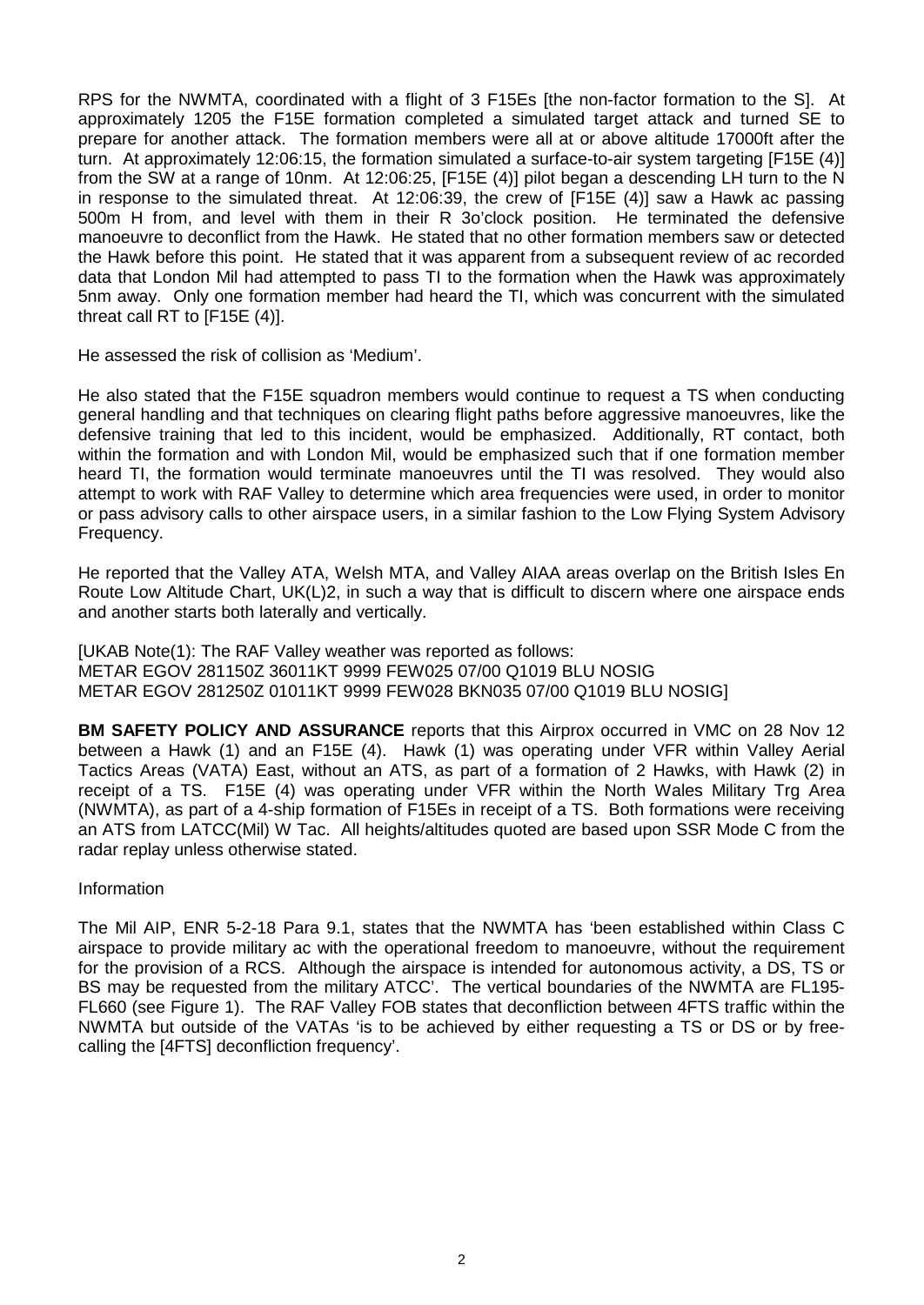RPS for the NWMTA, coordinated with a flight of 3 F15Es [the non-factor formation to the S]. At approximately 1205 the F15E formation completed a simulated target attack and turned SE to prepare for another attack. The formation members were all at or above altitude 17000ft after the turn. At approximately 12:06:15, the formation simulated a surface-to-air system targeting [F15E (4)] from the SW at a range of 10nm. At 12:06:25, [F15E (4)] pilot began a descending LH turn to the N in response to the simulated threat. At 12:06:39, the crew of [F15E (4)] saw a Hawk ac passing 500m H from, and level with them in their R 3o'clock position. He terminated the defensive manoeuvre to deconflict from the Hawk. He stated that no other formation members saw or detected the Hawk before this point. He stated that it was apparent from a subsequent review of ac recorded data that London Mil had attempted to pass TI to the formation when the Hawk was approximately 5nm away. Only one formation member had heard the TI, which was concurrent with the simulated threat call RT to [F15E (4)].

He assessed the risk of collision as 'Medium'.

He also stated that the F15E squadron members would continue to request a TS when conducting general handling and that techniques on clearing flight paths before aggressive manoeuvres, like the defensive training that led to this incident, would be emphasized. Additionally, RT contact, both within the formation and with London Mil, would be emphasized such that if one formation member heard TI, the formation would terminate manoeuvres until the TI was resolved. They would also attempt to work with RAF Valley to determine which area frequencies were used, in order to monitor or pass advisory calls to other airspace users, in a similar fashion to the Low Flying System Advisory Frequency.

He reported that the Valley ATA, Welsh MTA, and Valley AIAA areas overlap on the British Isles En Route Low Altitude Chart, UK(L)2, in such a way that is difficult to discern where one airspace ends and another starts both laterally and vertically.

[UKAB Note(1): The RAF Valley weather was reported as follows:
METAR EGOV 281150Z 36011KT 9999 FEW025 07/00 Q1019 BLU NOSIG
METAR EGOV 281250Z 01011KT 9999 FEW028 BKN035 07/00 Q1019 BLU NOSIG]

**BM SAFETY POLICY AND ASSURANCE** reports that this Airprox occurred in VMC on 28 Nov 12 between a Hawk (1) and an F15E (4). Hawk (1) was operating under VFR within Valley Aerial Tactics Areas (VATA) East, without an ATS, as part of a formation of 2 Hawks, with Hawk (2) in receipt of a TS. F15E (4) was operating under VFR within the North Wales Military Trg Area (NWMTA), as part of a 4-ship formation of F15Es in receipt of a TS. Both formations were receiving an ATS from LATCC(Mil) W Tac. All heights/altitudes quoted are based upon SSR Mode C from the radar replay unless otherwise stated.

Information

The Mil AIP, ENR 5-2-18 Para 9.1, states that the NWMTA has 'been established within Class C airspace to provide military ac with the operational freedom to manoeuvre, without the requirement for the provision of a RCS. Although the airspace is intended for autonomous activity, a DS, TS or BS may be requested from the military ATCC'. The vertical boundaries of the NWMTA are FL195-FL660 (see Figure 1). The RAF Valley FOB states that deconfliction between 4FTS traffic within the NWMTA but outside of the VATAs 'is to be achieved by either requesting a TS or DS or by free-calling the [4FTS] deconfliction frequency'.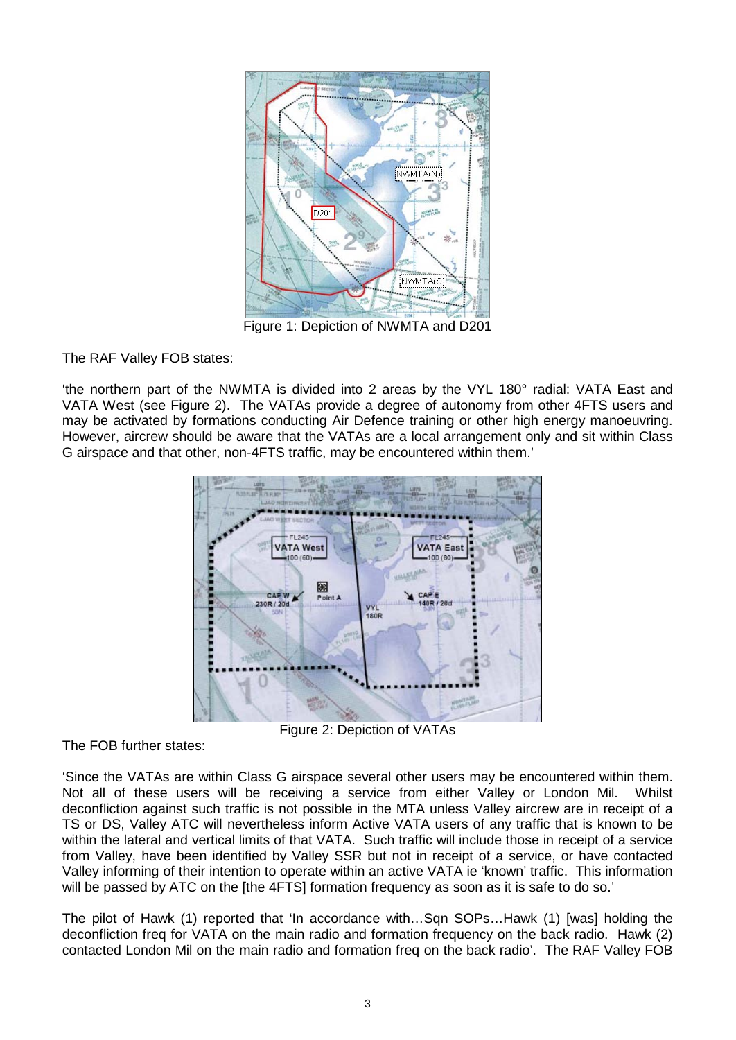Figure 1: Depiction of NWMTA and D201

The RAF Valley FOB states:

'the northern part of the NWMTA is divided into 2 areas by the VYL 180° radial: VATA East and VATA West (see Figure 2). The VATAs provide a degree of autonomy from other 4FTS users and may be activated by formations conducting Air Defence training or other high energy manoeuvring. However, aircrew should be aware that the VATAs are a local arrangement only and sit within Class G airspace and that other, non-4FTS traffic, may be encountered within them.'

Figure 2: Depiction of VATAs

The FOB further states:

'Since the VATAs are within Class G airspace several other users may be encountered within them. Not all of these users will be receiving a service from either Valley or London Mil. Whilst deconfliction against such traffic is not possible in the MTA unless Valley aircrew are in receipt of a TS or DS, Valley ATC will nevertheless inform Active VATA users of any traffic that is known to be within the lateral and vertical limits of that VATA. Such traffic will include those in receipt of a service from Valley, have been identified by Valley SSR but not in receipt of a service, or have contacted Valley informing of their intention to operate within an active VATA ie 'known' traffic. This information will be passed by ATC on the [the 4FTS] formation frequency as soon as it is safe to do so.'

The pilot of Hawk (1) reported that 'In accordance with…Sqn SOPs…Hawk (1) [was] holding the deconfliction freq for VATA on the main radio and formation frequency on the back radio. Hawk (2) contacted London Mil on the main radio and formation freq on the back radio'. The RAF Valley FOB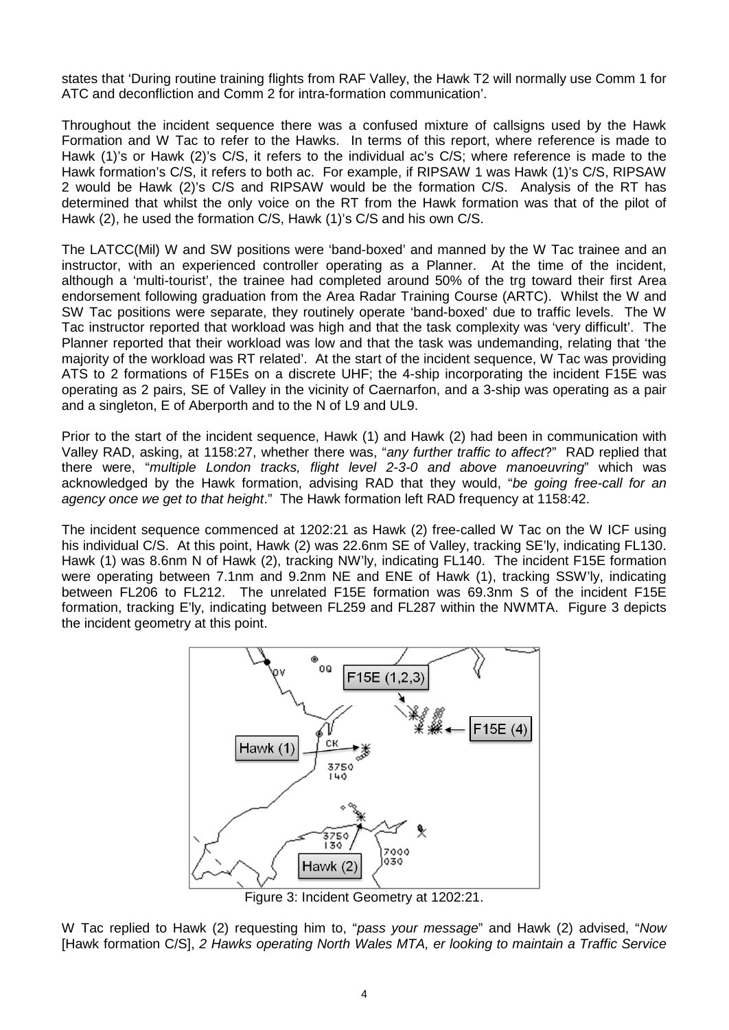states that 'During routine training flights from RAF Valley, the Hawk T2 will normally use Comm 1 for ATC and deconfliction and Comm 2 for intra-formation communication'.

Throughout the incident sequence there was a confused mixture of callsigns used by the Hawk Formation and W Tac to refer to the Hawks. In terms of this report, where reference is made to Hawk (1)'s or Hawk (2)'s C/S, it refers to the individual ac's C/S; where reference is made to the Hawk formation's C/S, it refers to both ac. For example, if RIPSAW 1 was Hawk (1)'s C/S, RIPSAW 2 would be Hawk (2)'s C/S and RIPSAW would be the formation C/S. Analysis of the RT has determined that whilst the only voice on the RT from the Hawk formation was that of the pilot of Hawk (2), he used the formation C/S, Hawk (1)'s C/S and his own C/S.

The LATCC(Mil) W and SW positions were 'band-boxed' and manned by the W Tac trainee and an instructor, with an experienced controller operating as a Planner. At the time of the incident, although a 'multi-tourist', the trainee had completed around 50% of the trg toward their first Area endorsement following graduation from the Area Radar Training Course (ARTC). Whilst the W and SW Tac positions were separate, they routinely operate 'band-boxed' due to traffic levels. The W Tac instructor reported that workload was high and that the task complexity was 'very difficult'. The Planner reported that their workload was low and that the task was undemanding, relating that 'the majority of the workload was RT related'. At the start of the incident sequence, W Tac was providing ATS to 2 formations of F15Es on a discrete UHF; the 4-ship incorporating the incident F15E was operating as 2 pairs, SE of Valley in the vicinity of Caernarfon, and a 3-ship was operating as a pair and a singleton, E of Aberporth and to the N of L9 and UL9.

Prior to the start of the incident sequence, Hawk (1) and Hawk (2) had been in communication with Valley RAD, asking, at 1158:27, whether there was, "*any further traffic to affect*?" RAD replied that there were, "*multiple London tracks, flight level 2-3-0 and above manoeuvring*" which was acknowledged by the Hawk formation, advising RAD that they would, "*be going free-call for an agency once we get to that height*." The Hawk formation left RAD frequency at 1158:42.

The incident sequence commenced at 1202:21 as Hawk (2) free-called W Tac on the W ICF using his individual C/S. At this point, Hawk (2) was 22.6nm SE of Valley, tracking SE'ly, indicating FL130. Hawk (1) was 8.6nm N of Hawk (2), tracking NW'ly, indicating FL140. The incident F15E formation were operating between 7.1nm and 9.2nm NE and ENE of Hawk (1), tracking SSW'ly, indicating between FL206 to FL212. The unrelated F15E formation was 69.3nm S of the incident F15E formation, tracking E'ly, indicating between FL259 and FL287 within the NWMTA. Figure 3 depicts the incident geometry at this point.

Figure 3: Incident Geometry at 1202:21.

W Tac replied to Hawk (2) requesting him to, "*pass your message*" and Hawk (2) advised, "*Now* [Hawk formation C/S], *2 Hawks operating North Wales MTA, er looking to maintain a Traffic Service*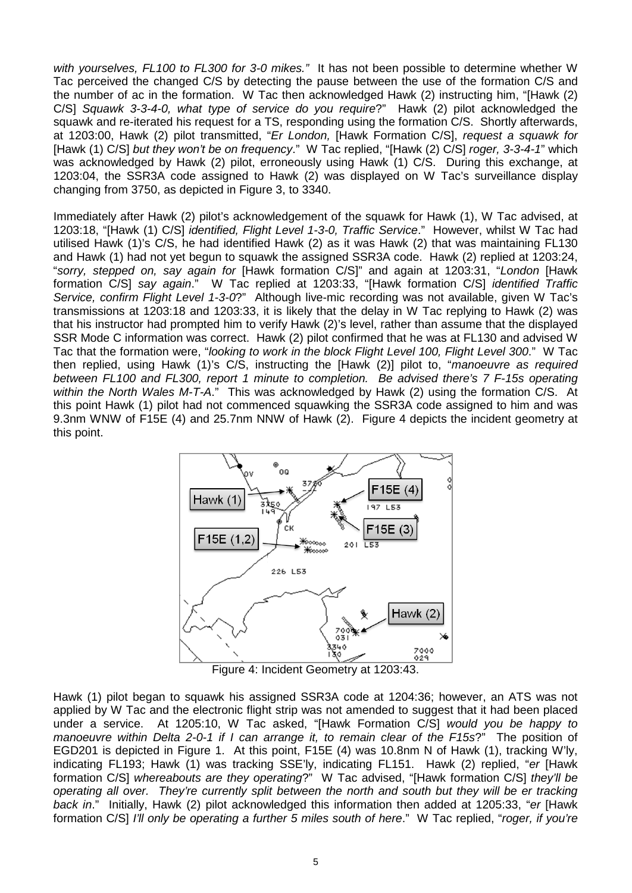*with yourselves, FL100 to FL300 for 3-0 mikes."* It has not been possible to determine whether W Tac perceived the changed C/S by detecting the pause between the use of the formation C/S and the number of ac in the formation. W Tac then acknowledged Hawk (2) instructing him, "[Hawk (2) C/S] *Squawk 3-3-4-0, what type of service do you require*?" Hawk (2) pilot acknowledged the squawk and re-iterated his request for a TS, responding using the formation C/S. Shortly afterwards, at 1203:00, Hawk (2) pilot transmitted, "*Er London,* [Hawk Formation C/S], *request a squawk for* [Hawk (1) C/S] *but they won't be on frequency*." W Tac replied, "[Hawk (2) C/S] *roger, 3-3-4-1*" which was acknowledged by Hawk (2) pilot, erroneously using Hawk (1) C/S. During this exchange, at 1203:04, the SSR3A code assigned to Hawk (2) was displayed on W Tac's surveillance display changing from 3750, as depicted in Figure 3, to 3340.

Immediately after Hawk (2) pilot's acknowledgement of the squawk for Hawk (1), W Tac advised, at 1203:18, "[Hawk (1) C/S] *identified, Flight Level 1-3-0, Traffic Service*." However, whilst W Tac had utilised Hawk (1)'s C/S, he had identified Hawk (2) as it was Hawk (2) that was maintaining FL130 and Hawk (1) had not yet begun to squawk the assigned SSR3A code. Hawk (2) replied at 1203:24, "*sorry, stepped on, say again for* [Hawk formation C/S]" and again at 1203:31, "*London* [Hawk formation C/S] *say again*." W Tac replied at 1203:33, "[Hawk formation C/S] *identified Traffic Service, confirm Flight Level 1-3-0*?" Although live-mic recording was not available, given W Tac's transmissions at 1203:18 and 1203:33, it is likely that the delay in W Tac replying to Hawk (2) was that his instructor had prompted him to verify Hawk (2)'s level, rather than assume that the displayed SSR Mode C information was correct. Hawk (2) pilot confirmed that he was at FL130 and advised W Tac that the formation were, "*looking to work in the block Flight Level 100, Flight Level 300*." W Tac then replied, using Hawk (1)'s C/S, instructing the [Hawk (2)] pilot to, "*manoeuvre as required between FL100 and FL300, report 1 minute to completion. Be advised there's 7 F-15s operating within the North Wales M-T-A*." This was acknowledged by Hawk (2) using the formation C/S. At this point Hawk (1) pilot had not commenced squawking the SSR3A code assigned to him and was 9.3nm WNW of F15E (4) and 25.7nm NNW of Hawk (2). Figure 4 depicts the incident geometry at this point.

Figure 4: Incident Geometry at 1203:43.

Hawk (1) pilot began to squawk his assigned SSR3A code at 1204:36; however, an ATS was not applied by W Tac and the electronic flight strip was not amended to suggest that it had been placed under a service. At 1205:10, W Tac asked, "[Hawk Formation C/S] *would you be happy to manoeuvre within Delta 2-0-1 if I can arrange it, to remain clear of the F15s*?" The position of EGD201 is depicted in Figure 1. At this point, F15E (4) was 10.8nm N of Hawk (1), tracking W'ly, indicating FL193; Hawk (1) was tracking SSE'ly, indicating FL151. Hawk (2) replied, "*er* [Hawk formation C/S] *whereabouts are they operating*?" W Tac advised, "[Hawk formation C/S] *they'll be operating all over. They're currently split between the north and south but they will be er tracking back in*." Initially, Hawk (2) pilot acknowledged this information then added at 1205:33, "*er* [Hawk formation C/S] *I'll only be operating a further 5 miles south of here*." W Tac replied, "*roger, if you're*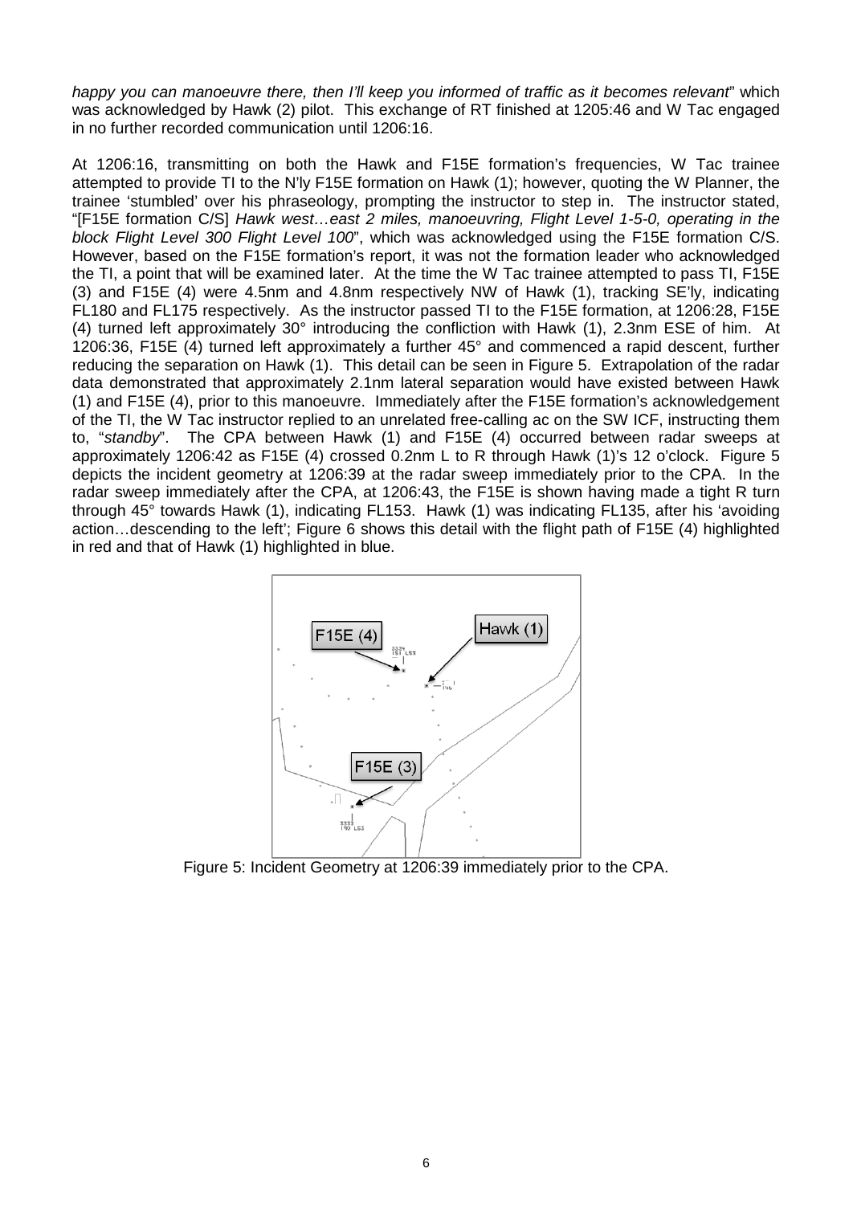*happy you can manoeuvre there, then I'll keep you informed of traffic as it becomes relevant*" which was acknowledged by Hawk (2) pilot. This exchange of RT finished at 1205:46 and W Tac engaged in no further recorded communication until 1206:16.

At 1206:16, transmitting on both the Hawk and F15E formation's frequencies, W Tac trainee attempted to provide TI to the N'ly F15E formation on Hawk (1); however, quoting the W Planner, the trainee 'stumbled' over his phraseology, prompting the instructor to step in. The instructor stated, "[F15E formation C/S] *Hawk west…east 2 miles, manoeuvring, Flight Level 1-5-0, operating in the block Flight Level 300 Flight Level 100*", which was acknowledged using the F15E formation C/S. However, based on the F15E formation's report, it was not the formation leader who acknowledged the TI, a point that will be examined later. At the time the W Tac trainee attempted to pass TI, F15E (3) and F15E (4) were 4.5nm and 4.8nm respectively NW of Hawk (1), tracking SE'ly, indicating FL180 and FL175 respectively. As the instructor passed TI to the F15E formation, at 1206:28, F15E (4) turned left approximately 30° introducing the confliction with Hawk (1), 2.3nm ESE of him. At 1206:36, F15E (4) turned left approximately a further 45° and commenced a rapid descent, further reducing the separation on Hawk (1). This detail can be seen in Figure 5. Extrapolation of the radar data demonstrated that approximately 2.1nm lateral separation would have existed between Hawk (1) and F15E (4), prior to this manoeuvre. Immediately after the F15E formation's acknowledgement of the TI, the W Tac instructor replied to an unrelated free-calling ac on the SW ICF, instructing them to, "*standby*". The CPA between Hawk (1) and F15E (4) occurred between radar sweeps at approximately 1206:42 as F15E (4) crossed 0.2nm L to R through Hawk (1)'s 12 o'clock. Figure 5 depicts the incident geometry at 1206:39 at the radar sweep immediately prior to the CPA. In the radar sweep immediately after the CPA, at 1206:43, the F15E is shown having made a tight R turn through 45° towards Hawk (1), indicating FL153. Hawk (1) was indicating FL135, after his 'avoiding action…descending to the left'; Figure 6 shows this detail with the flight path of F15E (4) highlighted in red and that of Hawk (1) highlighted in blue.

Figure 5: Incident Geometry at 1206:39 immediately prior to the CPA.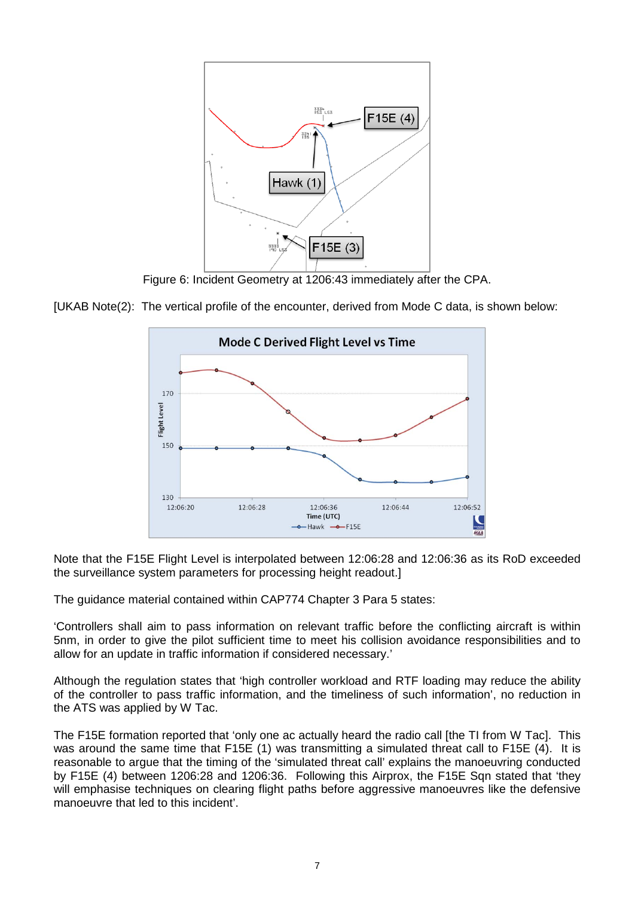Figure 6: Incident Geometry at 1206:43 immediately after the CPA.

[UKAB Note(2): The vertical profile of the encounter, derived from Mode C data, is shown below:

Note that the F15E Flight Level is interpolated between 12:06:28 and 12:06:36 as its RoD exceeded the surveillance system parameters for processing height readout.]

The guidance material contained within CAP774 Chapter 3 Para 5 states:

'Controllers shall aim to pass information on relevant traffic before the conflicting aircraft is within 5nm, in order to give the pilot sufficient time to meet his collision avoidance responsibilities and to allow for an update in traffic information if considered necessary.'

Although the regulation states that 'high controller workload and RTF loading may reduce the ability of the controller to pass traffic information, and the timeliness of such information', no reduction in the ATS was applied by W Tac.

The F15E formation reported that 'only one ac actually heard the radio call [the TI from W Tac]. This was around the same time that F15E (1) was transmitting a simulated threat call to F15E (4). It is reasonable to argue that the timing of the 'simulated threat call' explains the manoeuvring conducted by F15E (4) between 1206:28 and 1206:36. Following this Airprox, the F15E Sqn stated that 'they will emphasise techniques on clearing flight paths before aggressive manoeuvres like the defensive manoeuvre that led to this incident'.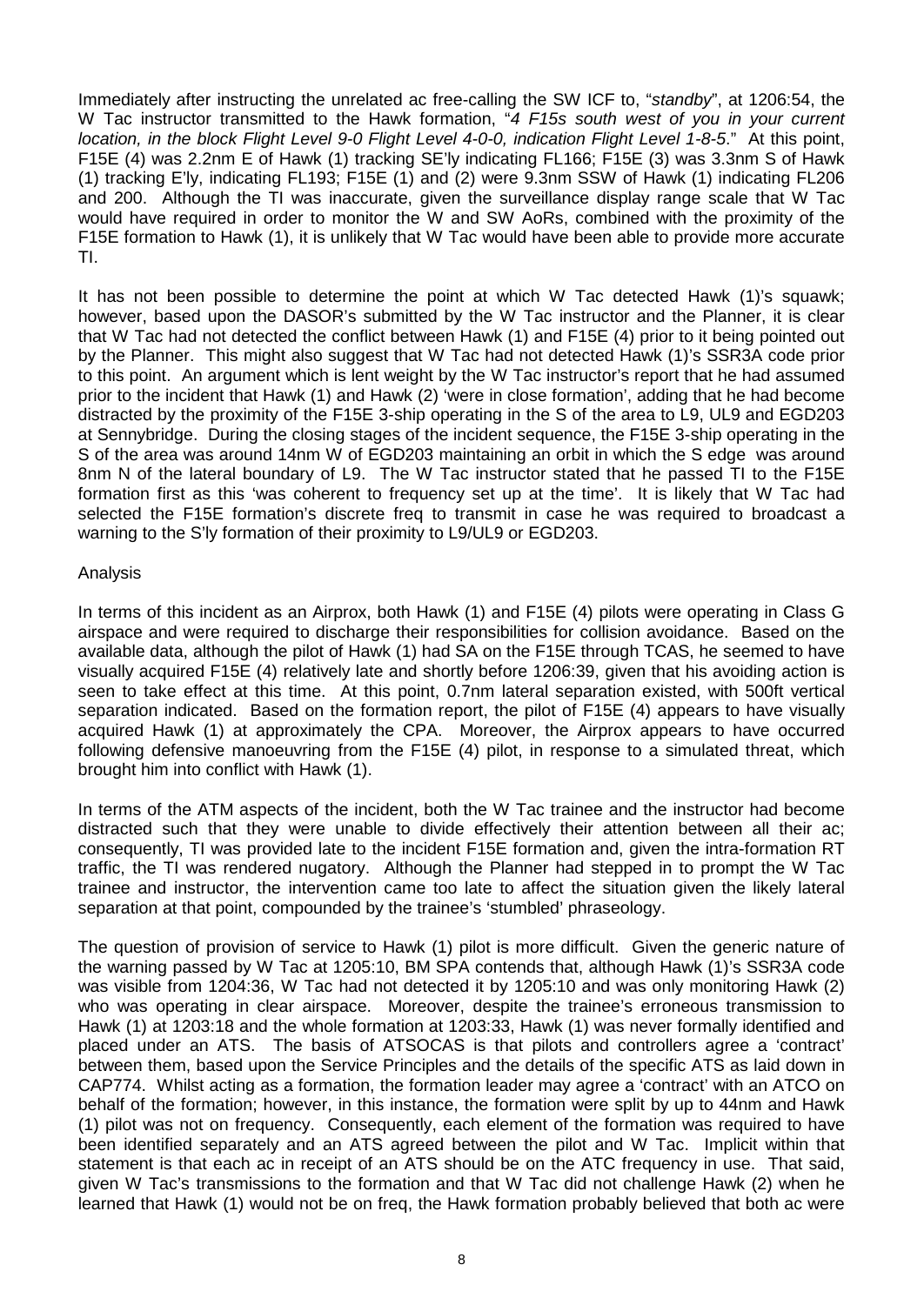Immediately after instructing the unrelated ac free-calling the SW ICF to, "*standby*", at 1206:54, the W Tac instructor transmitted to the Hawk formation, "*4 F15s south west of you in your current location, in the block Flight Level 9-0 Flight Level 4-0-0, indication Flight Level 1-8-5*." At this point, F15E (4) was 2.2nm E of Hawk (1) tracking SE'ly indicating FL166; F15E (3) was 3.3nm S of Hawk (1) tracking E'ly, indicating FL193; F15E (1) and (2) were 9.3nm SSW of Hawk (1) indicating FL206 and 200. Although the TI was inaccurate, given the surveillance display range scale that W Tac would have required in order to monitor the W and SW AoRs, combined with the proximity of the F15E formation to Hawk (1), it is unlikely that W Tac would have been able to provide more accurate TI.

It has not been possible to determine the point at which W Tac detected Hawk (1)'s squawk; however, based upon the DASOR's submitted by the W Tac instructor and the Planner, it is clear that W Tac had not detected the conflict between Hawk (1) and F15E (4) prior to it being pointed out by the Planner. This might also suggest that W Tac had not detected Hawk (1)'s SSR3A code prior to this point. An argument which is lent weight by the W Tac instructor's report that he had assumed prior to the incident that Hawk (1) and Hawk (2) 'were in close formation', adding that he had become distracted by the proximity of the F15E 3-ship operating in the S of the area to L9, UL9 and EGD203 at Sennybridge. During the closing stages of the incident sequence, the F15E 3-ship operating in the S of the area was around 14nm W of EGD203 maintaining an orbit in which the S edge was around 8nm N of the lateral boundary of L9. The W Tac instructor stated that he passed TI to the F15E formation first as this 'was coherent to frequency set up at the time'. It is likely that W Tac had selected the F15E formation's discrete freq to transmit in case he was required to broadcast a warning to the S'ly formation of their proximity to L9/UL9 or EGD203.

Analysis

In terms of this incident as an Airprox, both Hawk (1) and F15E (4) pilots were operating in Class G airspace and were required to discharge their responsibilities for collision avoidance. Based on the available data, although the pilot of Hawk (1) had SA on the F15E through TCAS, he seemed to have visually acquired F15E (4) relatively late and shortly before 1206:39, given that his avoiding action is seen to take effect at this time. At this point, 0.7nm lateral separation existed, with 500ft vertical separation indicated. Based on the formation report, the pilot of F15E (4) appears to have visually acquired Hawk (1) at approximately the CPA. Moreover, the Airprox appears to have occurred following defensive manoeuvring from the F15E (4) pilot, in response to a simulated threat, which brought him into conflict with Hawk (1).

In terms of the ATM aspects of the incident, both the W Tac trainee and the instructor had become distracted such that they were unable to divide effectively their attention between all their ac; consequently, TI was provided late to the incident F15E formation and, given the intra-formation RT traffic, the TI was rendered nugatory. Although the Planner had stepped in to prompt the W Tac trainee and instructor, the intervention came too late to affect the situation given the likely lateral separation at that point, compounded by the trainee's 'stumbled' phraseology.

The question of provision of service to Hawk (1) pilot is more difficult. Given the generic nature of the warning passed by W Tac at 1205:10, BM SPA contends that, although Hawk (1)'s SSR3A code was visible from 1204:36, W Tac had not detected it by 1205:10 and was only monitoring Hawk (2) who was operating in clear airspace. Moreover, despite the trainee's erroneous transmission to Hawk (1) at 1203:18 and the whole formation at 1203:33, Hawk (1) was never formally identified and placed under an ATS. The basis of ATSOCAS is that pilots and controllers agree a 'contract' between them, based upon the Service Principles and the details of the specific ATS as laid down in CAP774. Whilst acting as a formation, the formation leader may agree a 'contract' with an ATCO on behalf of the formation; however, in this instance, the formation were split by up to 44nm and Hawk (1) pilot was not on frequency. Consequently, each element of the formation was required to have been identified separately and an ATS agreed between the pilot and W Tac. Implicit within that statement is that each ac in receipt of an ATS should be on the ATC frequency in use. That said, given W Tac's transmissions to the formation and that W Tac did not challenge Hawk (2) when he learned that Hawk (1) would not be on freq, the Hawk formation probably believed that both ac were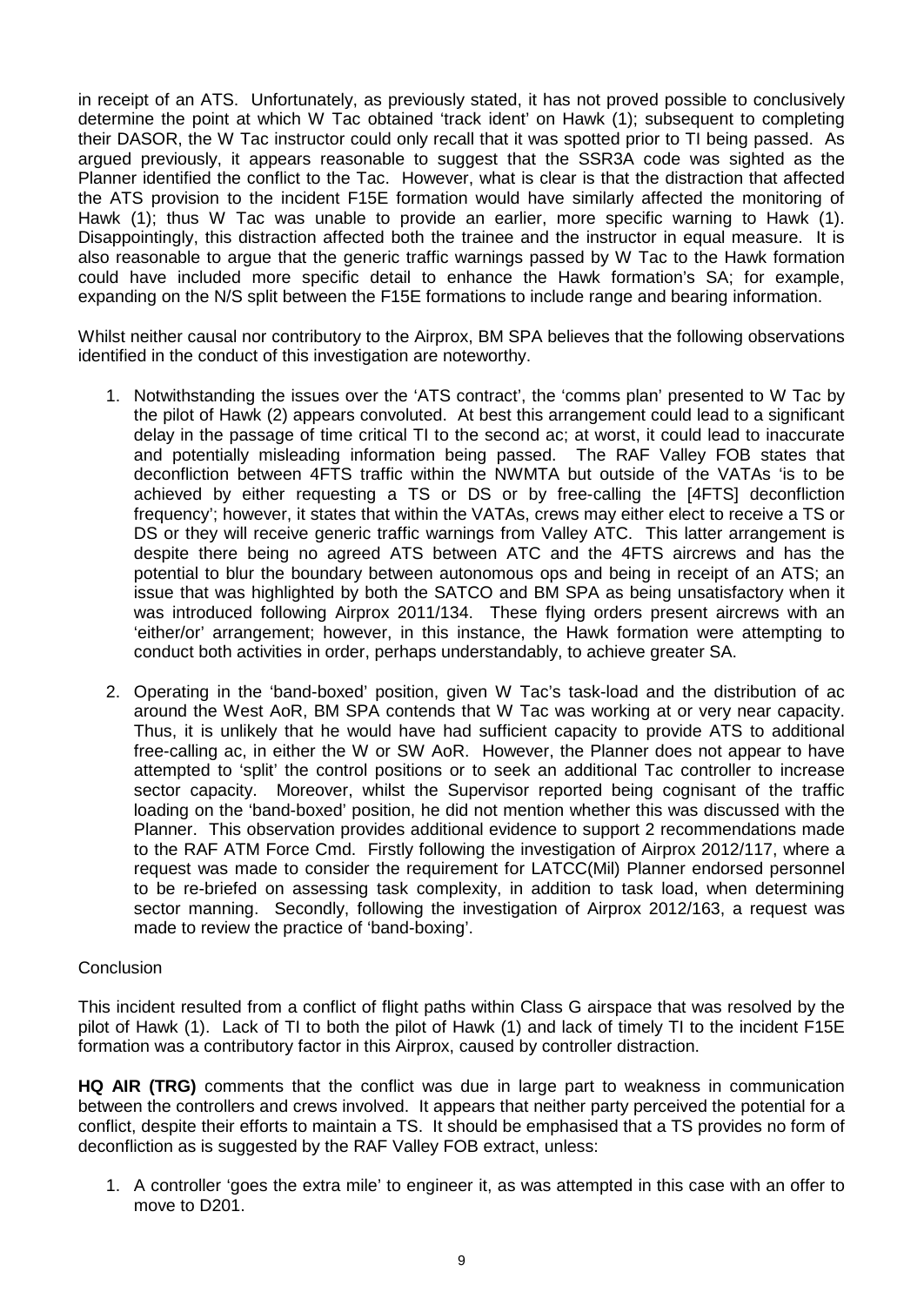in receipt of an ATS. Unfortunately, as previously stated, it has not proved possible to conclusively determine the point at which W Tac obtained 'track ident' on Hawk (1); subsequent to completing their DASOR, the W Tac instructor could only recall that it was spotted prior to TI being passed. As argued previously, it appears reasonable to suggest that the SSR3A code was sighted as the Planner identified the conflict to the Tac. However, what is clear is that the distraction that affected the ATS provision to the incident F15E formation would have similarly affected the monitoring of Hawk (1); thus W Tac was unable to provide an earlier, more specific warning to Hawk (1). Disappointingly, this distraction affected both the trainee and the instructor in equal measure. It is also reasonable to argue that the generic traffic warnings passed by W Tac to the Hawk formation could have included more specific detail to enhance the Hawk formation's SA; for example, expanding on the N/S split between the F15E formations to include range and bearing information.

Whilst neither causal nor contributory to the Airprox, BM SPA believes that the following observations identified in the conduct of this investigation are noteworthy.

1. Notwithstanding the issues over the 'ATS contract', the 'comms plan' presented to W Tac by the pilot of Hawk (2) appears convoluted. At best this arrangement could lead to a significant delay in the passage of time critical TI to the second ac; at worst, it could lead to inaccurate and potentially misleading information being passed. The RAF Valley FOB states that deconfliction between 4FTS traffic within the NWMTA but outside of the VATAs 'is to be achieved by either requesting a TS or DS or by free-calling the [4FTS] deconfliction frequency'; however, it states that within the VATAs, crews may either elect to receive a TS or DS or they will receive generic traffic warnings from Valley ATC. This latter arrangement is despite there being no agreed ATS between ATC and the 4FTS aircrews and has the potential to blur the boundary between autonomous ops and being in receipt of an ATS; an issue that was highlighted by both the SATCO and BM SPA as being unsatisfactory when it was introduced following Airprox 2011/134. These flying orders present aircrews with an 'either/or' arrangement; however, in this instance, the Hawk formation were attempting to conduct both activities in order, perhaps understandably, to achieve greater SA.

2. Operating in the 'band-boxed' position, given W Tac's task-load and the distribution of ac around the West AoR, BM SPA contends that W Tac was working at or very near capacity. Thus, it is unlikely that he would have had sufficient capacity to provide ATS to additional free-calling ac, in either the W or SW AoR. However, the Planner does not appear to have attempted to 'split' the control positions or to seek an additional Tac controller to increase sector capacity. Moreover, whilst the Supervisor reported being cognisant of the traffic loading on the 'band-boxed' position, he did not mention whether this was discussed with the Planner. This observation provides additional evidence to support 2 recommendations made to the RAF ATM Force Cmd. Firstly following the investigation of Airprox 2012/117, where a request was made to consider the requirement for LATCC(Mil) Planner endorsed personnel to be re-briefed on assessing task complexity, in addition to task load, when determining sector manning. Secondly, following the investigation of Airprox 2012/163, a request was made to review the practice of 'band-boxing'.

Conclusion

This incident resulted from a conflict of flight paths within Class G airspace that was resolved by the pilot of Hawk (1). Lack of TI to both the pilot of Hawk (1) and lack of timely TI to the incident F15E formation was a contributory factor in this Airprox, caused by controller distraction.

**HQ AIR (TRG)** comments that the conflict was due in large part to weakness in communication between the controllers and crews involved. It appears that neither party perceived the potential for a conflict, despite their efforts to maintain a TS. It should be emphasised that a TS provides no form of deconfliction as is suggested by the RAF Valley FOB extract, unless:

1. A controller 'goes the extra mile' to engineer it, as was attempted in this case with an offer to move to D201.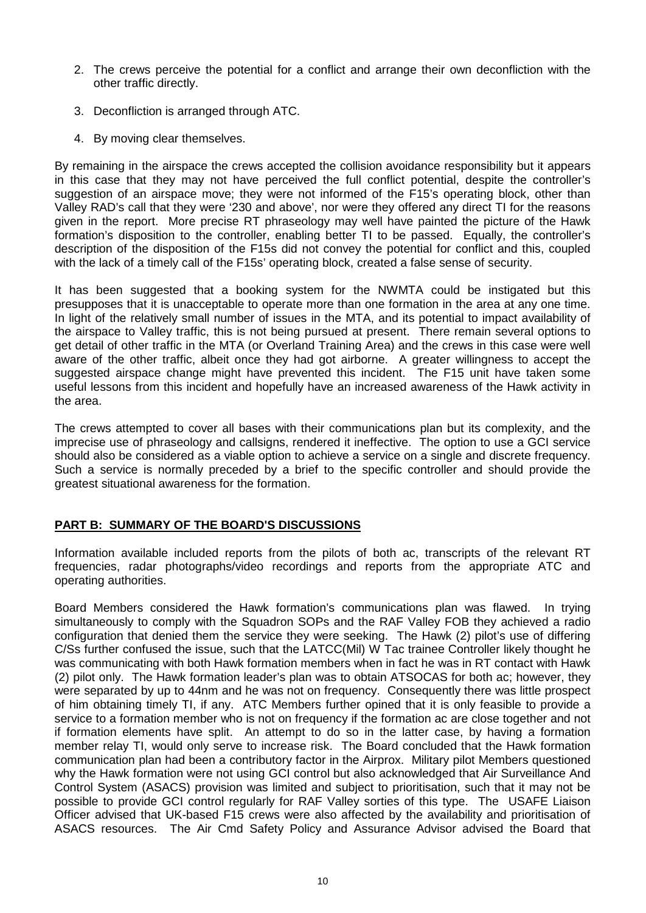2. The crews perceive the potential for a conflict and arrange their own deconfliction with the other traffic directly.

3. Deconfliction is arranged through ATC.

4. By moving clear themselves.

By remaining in the airspace the crews accepted the collision avoidance responsibility but it appears in this case that they may not have perceived the full conflict potential, despite the controller's suggestion of an airspace move; they were not informed of the F15's operating block, other than Valley RAD's call that they were '230 and above', nor were they offered any direct TI for the reasons given in the report. More precise RT phraseology may well have painted the picture of the Hawk formation's disposition to the controller, enabling better TI to be passed. Equally, the controller's description of the disposition of the F15s did not convey the potential for conflict and this, coupled with the lack of a timely call of the F15s' operating block, created a false sense of security.

It has been suggested that a booking system for the NWMTA could be instigated but this presupposes that it is unacceptable to operate more than one formation in the area at any one time. In light of the relatively small number of issues in the MTA, and its potential to impact availability of the airspace to Valley traffic, this is not being pursued at present. There remain several options to get detail of other traffic in the MTA (or Overland Training Area) and the crews in this case were well aware of the other traffic, albeit once they had got airborne. A greater willingness to accept the suggested airspace change might have prevented this incident. The F15 unit have taken some useful lessons from this incident and hopefully have an increased awareness of the Hawk activity in the area.

The crews attempted to cover all bases with their communications plan but its complexity, and the imprecise use of phraseology and callsigns, rendered it ineffective. The option to use a GCI service should also be considered as a viable option to achieve a service on a single and discrete frequency. Such a service is normally preceded by a brief to the specific controller and should provide the greatest situational awareness for the formation.

## PART B: SUMMARY OF THE BOARD'S DISCUSSIONS

Information available included reports from the pilots of both ac, transcripts of the relevant RT frequencies, radar photographs/video recordings and reports from the appropriate ATC and operating authorities.

Board Members considered the Hawk formation's communications plan was flawed. In trying simultaneously to comply with the Squadron SOPs and the RAF Valley FOB they achieved a radio configuration that denied them the service they were seeking. The Hawk (2) pilot's use of differing C/Ss further confused the issue, such that the LATCC(Mil) W Tac trainee Controller likely thought he was communicating with both Hawk formation members when in fact he was in RT contact with Hawk (2) pilot only. The Hawk formation leader's plan was to obtain ATSOCAS for both ac; however, they were separated by up to 44nm and he was not on frequency. Consequently there was little prospect of him obtaining timely TI, if any. ATC Members further opined that it is only feasible to provide a service to a formation member who is not on frequency if the formation ac are close together and not if formation elements have split. An attempt to do so in the latter case, by having a formation member relay TI, would only serve to increase risk. The Board concluded that the Hawk formation communication plan had been a contributory factor in the Airprox. Military pilot Members questioned why the Hawk formation were not using GCI control but also acknowledged that Air Surveillance And Control System (ASACS) provision was limited and subject to prioritisation, such that it may not be possible to provide GCI control regularly for RAF Valley sorties of this type. The USAFE Liaison Officer advised that UK-based F15 crews were also affected by the availability and prioritisation of ASACS resources. The Air Cmd Safety Policy and Assurance Advisor advised the Board that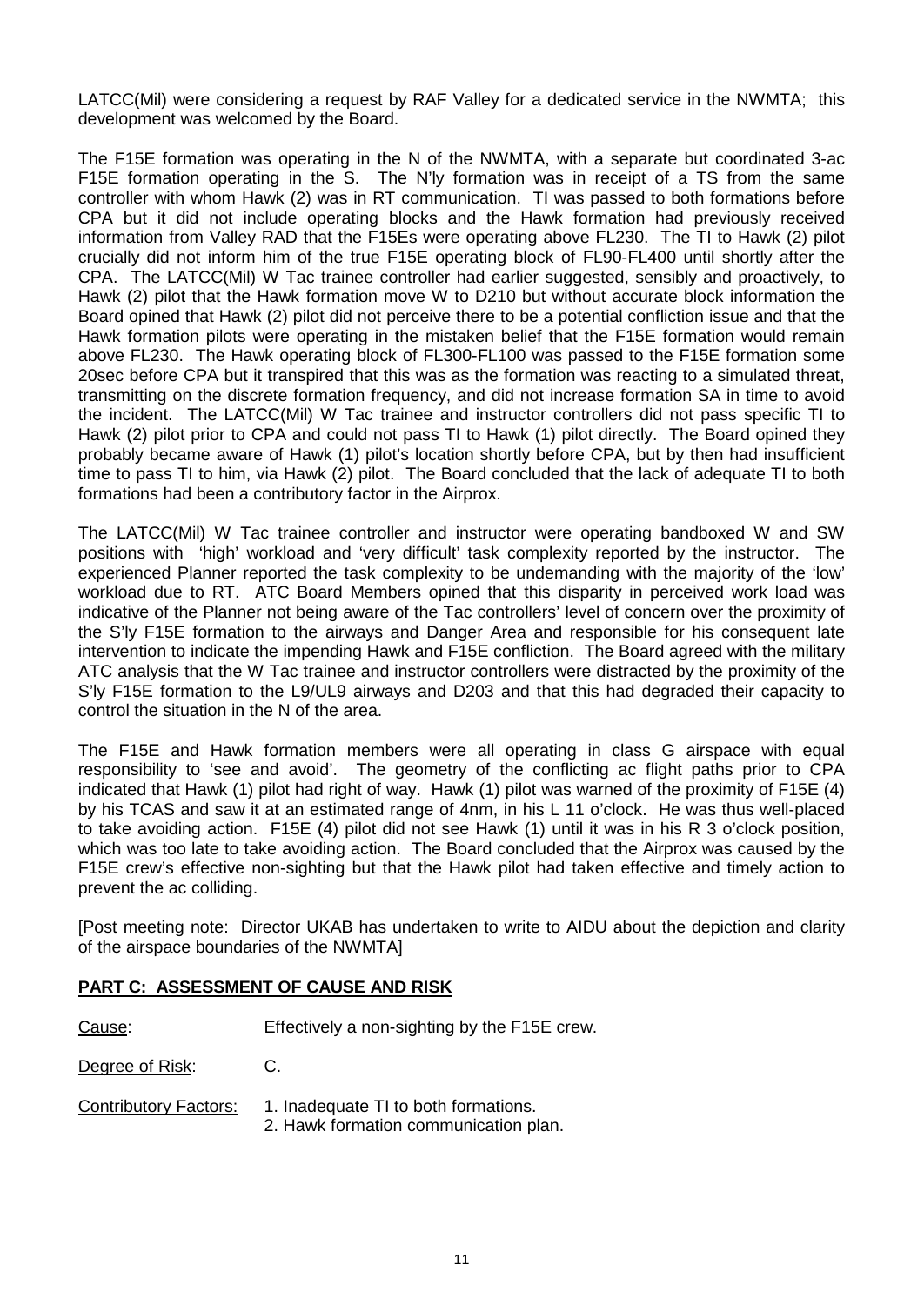LATCC(Mil) were considering a request by RAF Valley for a dedicated service in the NWMTA; this development was welcomed by the Board.

The F15E formation was operating in the N of the NWMTA, with a separate but coordinated 3-ac F15E formation operating in the S. The N'ly formation was in receipt of a TS from the same controller with whom Hawk (2) was in RT communication. TI was passed to both formations before CPA but it did not include operating blocks and the Hawk formation had previously received information from Valley RAD that the F15Es were operating above FL230. The TI to Hawk (2) pilot crucially did not inform him of the true F15E operating block of FL90-FL400 until shortly after the CPA. The LATCC(Mil) W Tac trainee controller had earlier suggested, sensibly and proactively, to Hawk (2) pilot that the Hawk formation move W to D210 but without accurate block information the Board opined that Hawk (2) pilot did not perceive there to be a potential confliction issue and that the Hawk formation pilots were operating in the mistaken belief that the F15E formation would remain above FL230. The Hawk operating block of FL300-FL100 was passed to the F15E formation some 20sec before CPA but it transpired that this was as the formation was reacting to a simulated threat, transmitting on the discrete formation frequency, and did not increase formation SA in time to avoid the incident. The LATCC(Mil) W Tac trainee and instructor controllers did not pass specific TI to Hawk (2) pilot prior to CPA and could not pass TI to Hawk (1) pilot directly. The Board opined they probably became aware of Hawk (1) pilot's location shortly before CPA, but by then had insufficient time to pass TI to him, via Hawk (2) pilot. The Board concluded that the lack of adequate TI to both formations had been a contributory factor in the Airprox.

The LATCC(Mil) W Tac trainee controller and instructor were operating bandboxed W and SW positions with 'high' workload and 'very difficult' task complexity reported by the instructor. The experienced Planner reported the task complexity to be undemanding with the majority of the 'low' workload due to RT. ATC Board Members opined that this disparity in perceived work load was indicative of the Planner not being aware of the Tac controllers' level of concern over the proximity of the S'ly F15E formation to the airways and Danger Area and responsible for his consequent late intervention to indicate the impending Hawk and F15E confliction. The Board agreed with the military ATC analysis that the W Tac trainee and instructor controllers were distracted by the proximity of the S'ly F15E formation to the L9/UL9 airways and D203 and that this had degraded their capacity to control the situation in the N of the area.

The F15E and Hawk formation members were all operating in class G airspace with equal responsibility to 'see and avoid'. The geometry of the conflicting ac flight paths prior to CPA indicated that Hawk (1) pilot had right of way. Hawk (1) pilot was warned of the proximity of F15E (4) by his TCAS and saw it at an estimated range of 4nm, in his L 11 o'clock. He was thus well-placed to take avoiding action. F15E (4) pilot did not see Hawk (1) until it was in his R 3 o'clock position, which was too late to take avoiding action. The Board concluded that the Airprox was caused by the F15E crew's effective non-sighting but that the Hawk pilot had taken effective and timely action to prevent the ac colliding.

[Post meeting note: Director UKAB has undertaken to write to AIDU about the depiction and clarity of the airspace boundaries of the NWMTA]

## PART C: ASSESSMENT OF CAUSE AND RISK

Cause: Effectively a non-sighting by the F15E crew.

Degree of Risk: C.

Contributory Factors:
1. Inadequate TI to both formations.
2. Hawk formation communication plan.